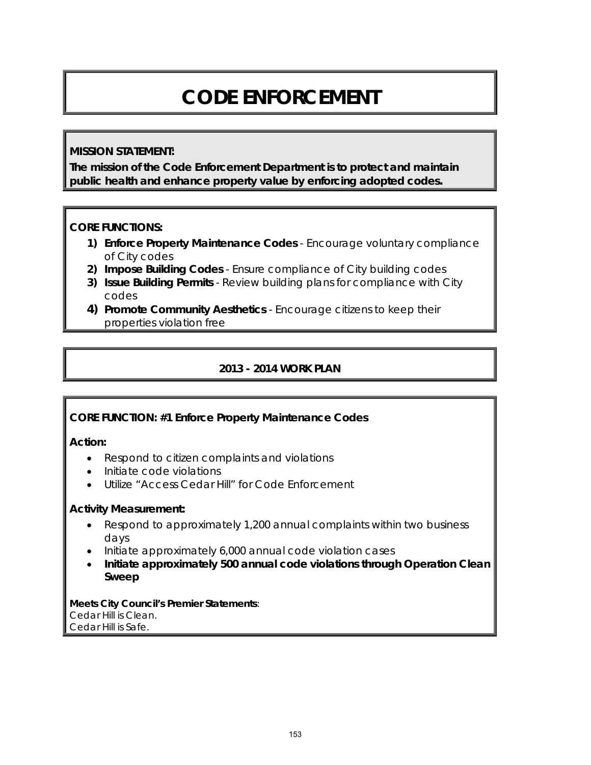# CODE ENFORCEMENT

**MISSION STATEMENT:**

**The mission of the Code Enforcement Department is to protect and maintain public health and enhance property value by enforcing adopted codes.**

**CORE FUNCTIONS:**

1) **Enforce Property Maintenance Codes** - Encourage voluntary compliance of City codes
2) **Impose Building Codes** - Ensure compliance of City building codes
3) **Issue Building Permits** - Review building plans for compliance with City codes
4) **Promote Community Aesthetics** - Encourage citizens to keep their properties violation free

## 2013 - 2014 WORK PLAN

**CORE FUNCTION: #1 Enforce Property Maintenance Codes**

**Action:**

- Respond to citizen complaints and violations
- Initiate code violations
- Utilize "Access Cedar Hill" for Code Enforcement

**Activity Measurement:**

- Respond to approximately 1,200 annual complaints within two business days
- Initiate approximately 6,000 annual code violation cases
- **Initiate approximately 500 annual code violations through Operation Clean Sweep**

**Meets City Council's Premier Statements**:
Cedar Hill is Clean.
Cedar Hill is Safe.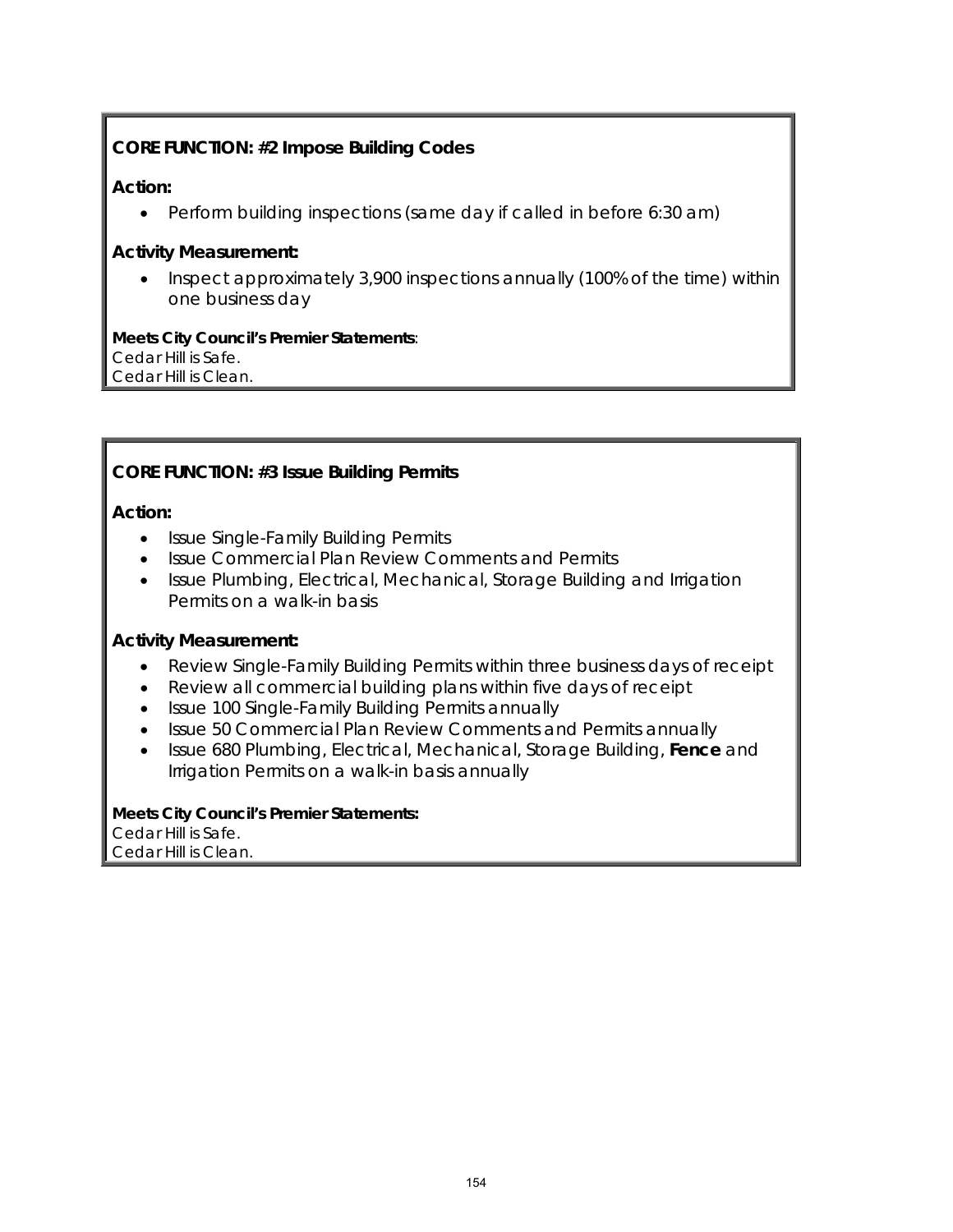**CORE FUNCTION: #2 Impose Building Codes**

**Action:**

- Perform building inspections (same day if called in before 6:30 am)

**Activity Measurement:**

- Inspect approximately 3,900 inspections annually (100% of the time) within one business day

**Meets City Council's Premier Statements**:
Cedar Hill is Safe.
Cedar Hill is Clean.

**CORE FUNCTION: #3 Issue Building Permits**

**Action:**

- Issue Single-Family Building Permits
- Issue Commercial Plan Review Comments and Permits
- Issue Plumbing, Electrical, Mechanical, Storage Building and Irrigation Permits on a walk-in basis

**Activity Measurement:**

- Review Single-Family Building Permits within three business days of receipt
- Review all commercial building plans within five days of receipt
- Issue 100 Single-Family Building Permits annually
- Issue 50 Commercial Plan Review Comments and Permits annually
- Issue 680 Plumbing, Electrical, Mechanical, Storage Building, **Fence** and Irrigation Permits on a walk-in basis annually

**Meets City Council's Premier Statements:**
Cedar Hill is Safe.
Cedar Hill is Clean.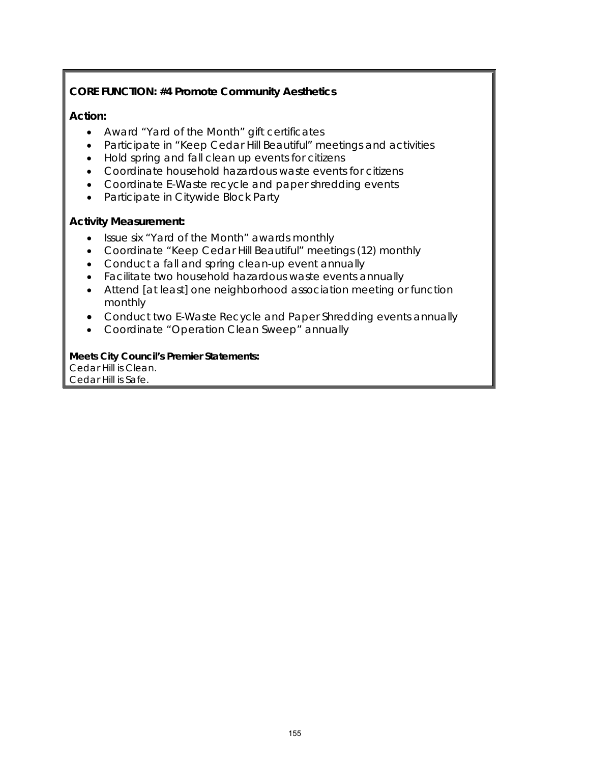**CORE FUNCTION: #4 Promote Community Aesthetics**

**Action:**

- Award "Yard of the Month" gift certificates
- Participate in "Keep Cedar Hill Beautiful" meetings and activities
- Hold spring and fall clean up events for citizens
- Coordinate household hazardous waste events for citizens
- Coordinate E-Waste recycle and paper shredding events
- Participate in Citywide Block Party

**Activity Measurement:**

- Issue six "Yard of the Month" awards monthly
- Coordinate "Keep Cedar Hill Beautiful" meetings (12) monthly
- Conduct a fall and spring clean-up event annually
- Facilitate two household hazardous waste events annually
- Attend [at least] one neighborhood association meeting or function monthly
- Conduct two E-Waste Recycle and Paper Shredding events annually
- Coordinate "Operation Clean Sweep" annually

**Meets City Council's Premier Statements:**
Cedar Hill is Clean.
Cedar Hill is Safe.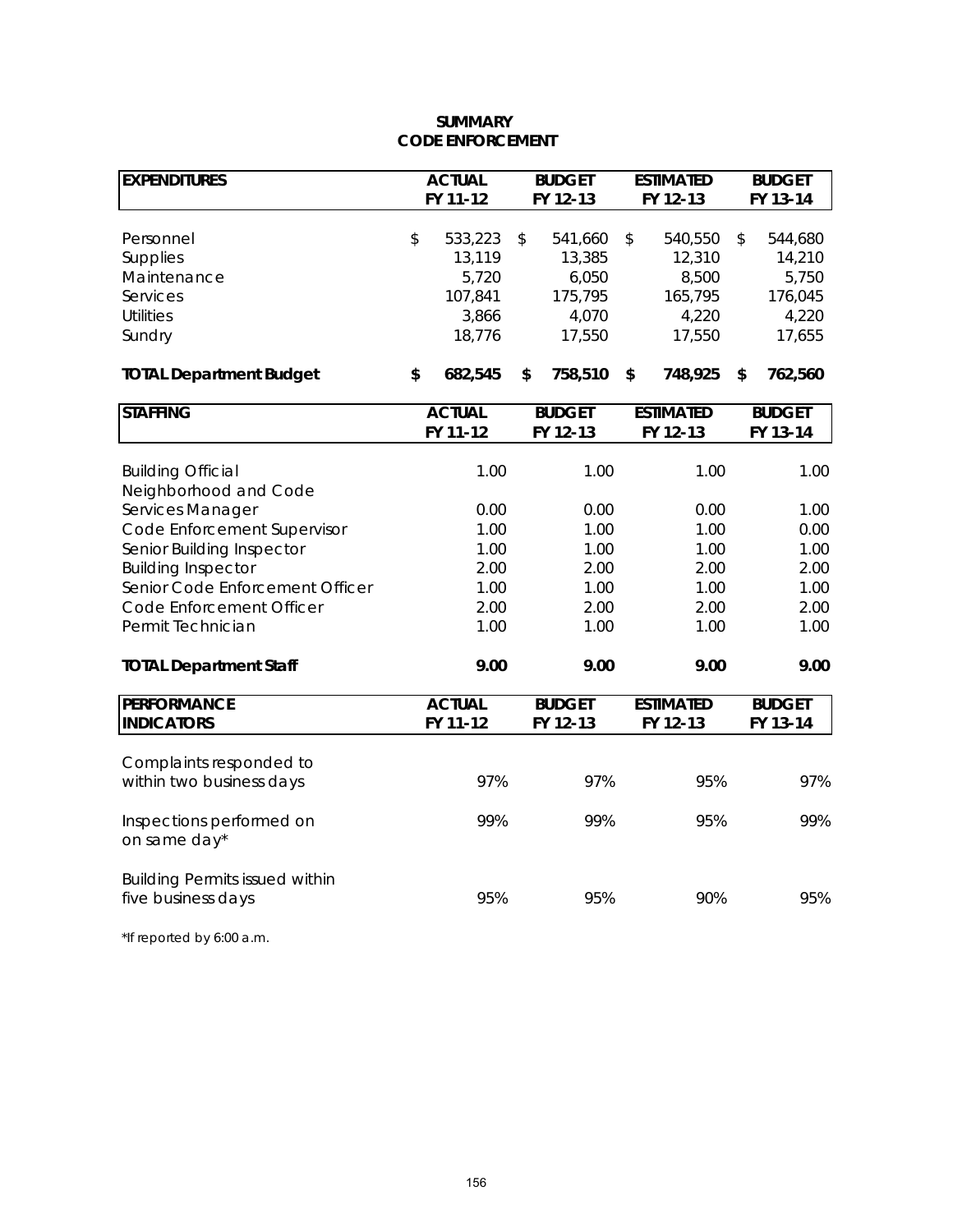# SUMMARY
## CODE ENFORCEMENT

| EXPENDITURES | ACTUAL FY 11-12 | BUDGET FY 12-13 | ESTIMATED FY 12-13 | BUDGET FY 13-14 |
|---|---|---|---|---|
| Personnel | $ 533,223 | $ 541,660 | $ 540,550 | $ 544,680 |
| Supplies | 13,119 | 13,385 | 12,310 | 14,210 |
| Maintenance | 5,720 | 6,050 | 8,500 | 5,750 |
| Services | 107,841 | 175,795 | 165,795 | 176,045 |
| Utilities | 3,866 | 4,070 | 4,220 | 4,220 |
| Sundry | 18,776 | 17,550 | 17,550 | 17,655 |
| **TOTAL Department Budget** | **$ 682,545** | **$ 758,510** | **$ 748,925** | **$ 762,560** |

| STAFFING | ACTUAL FY 11-12 | BUDGET FY 12-13 | ESTIMATED FY 12-13 | BUDGET FY 13-14 |
|---|---|---|---|---|
| Building Official | 1.00 | 1.00 | 1.00 | 1.00 |
| Neighborhood and Code Services Manager | 0.00 | 0.00 | 0.00 | 1.00 |
| Code Enforcement Supervisor | 1.00 | 1.00 | 1.00 | 0.00 |
| Senior Building Inspector | 1.00 | 1.00 | 1.00 | 1.00 |
| Building Inspector | 2.00 | 2.00 | 2.00 | 2.00 |
| Senior Code Enforcement Officer | 1.00 | 1.00 | 1.00 | 1.00 |
| Code Enforcement Officer | 2.00 | 2.00 | 2.00 | 2.00 |
| Permit Technician | 1.00 | 1.00 | 1.00 | 1.00 |
| **TOTAL Department Staff** | **9.00** | **9.00** | **9.00** | **9.00** |

| PERFORMANCE INDICATORS | ACTUAL FY 11-12 | BUDGET FY 12-13 | ESTIMATED FY 12-13 | BUDGET FY 13-14 |
|---|---|---|---|---|
| Complaints responded to within two business days | 97% | 97% | 95% | 97% |
| Inspections performed on on same day* | 99% | 99% | 95% | 99% |
| Building Permits issued within five business days | 95% | 95% | 90% | 95% |

*If reported by 6:00 a.m.